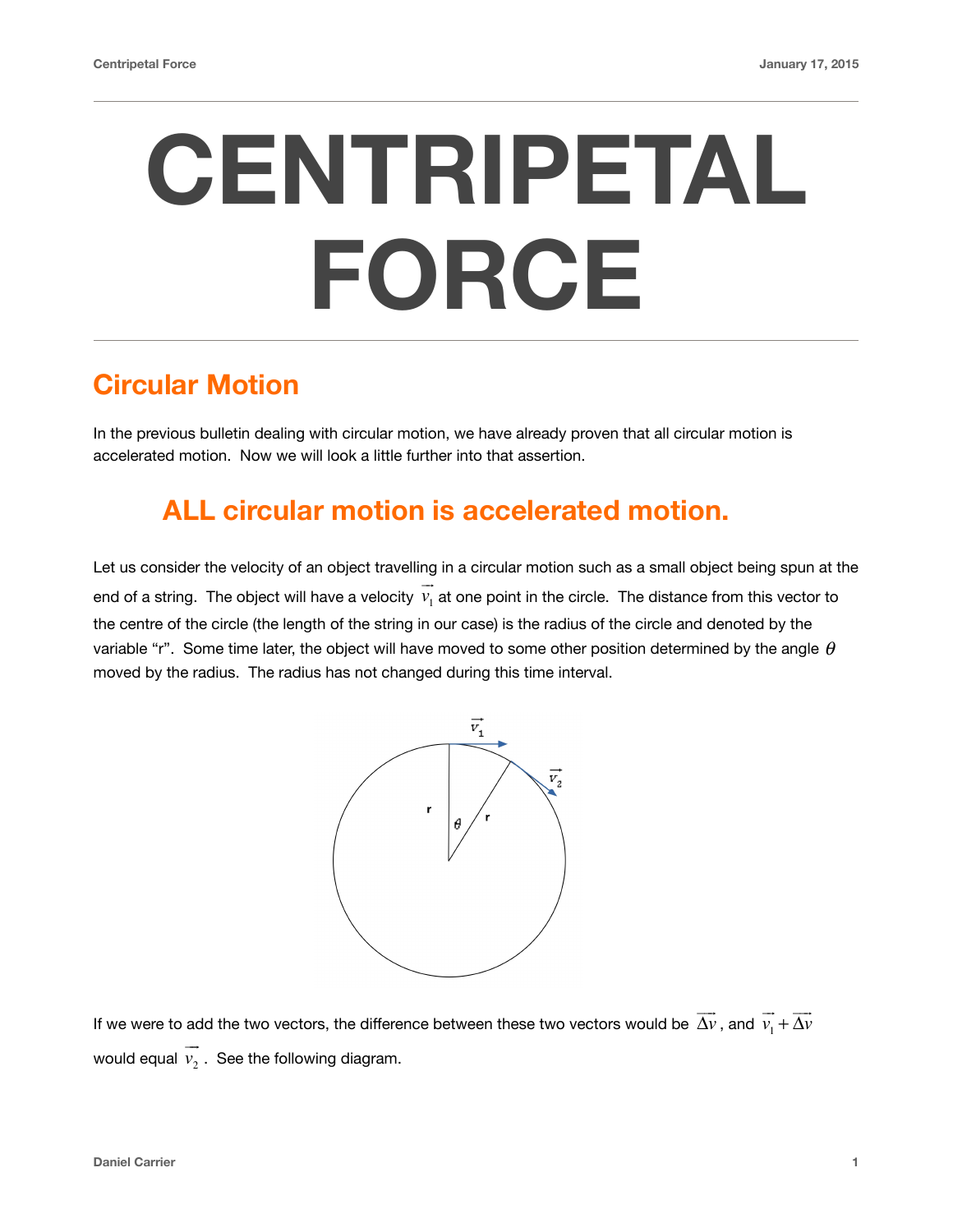# CENTRIPETAL FORCE

## Circular Motion

In the previous bulletin dealing with circular motion, we have already proven that all circular motion is accelerated motion. Now we will look a little further into that assertion.

### ALL circular motion is accelerated motion.

Let us consider the velocity of an object travelling in a circular motion such as a small object being spun at the end of a string. The object will have a velocity $\vec{v}_1$ at one point in the circle. The distance from this vector to the centre of the circle (the length of the string in our case) is the radius of the circle and denoted by the variable "r". Some time later, the object will have moved to some other position determined by the angle $\theta$ moved by the radius. The radius has not changed during this time interval.

If we were to add the two vectors, the difference between these two vectors would be $\overrightarrow{\Delta v}$, and $\vec{v}_1 + \overrightarrow{\Delta v}$ would equal $\vec{v}_2$. See the following diagram.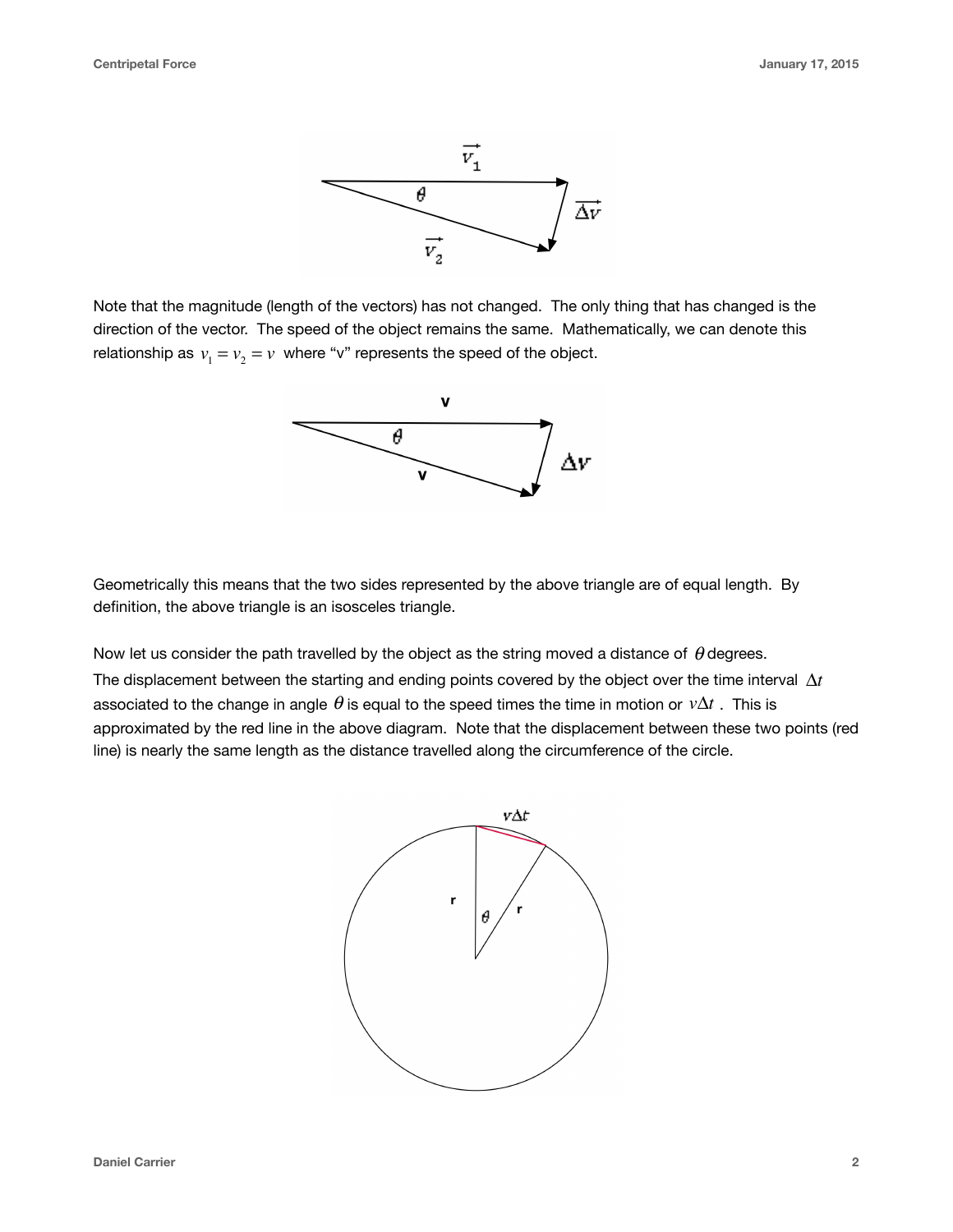Note that the magnitude (length of the vectors) has not changed. The only thing that has changed is the direction of the vector. The speed of the object remains the same. Mathematically, we can denote this relationship as $v_1 = v_2 = v$ where "v" represents the speed of the object.

Geometrically this means that the two sides represented by the above triangle are of equal length. By definition, the above triangle is an isosceles triangle.

Now let us consider the path travelled by the object as the string moved a distance of $\theta$ degrees. The displacement between the starting and ending points covered by the object over the time interval $\Delta t$ associated to the change in angle $\theta$ is equal to the speed times the time in motion or $v\Delta t$ . This is approximated by the red line in the above diagram. Note that the displacement between these two points (red line) is nearly the same length as the distance travelled along the circumference of the circle.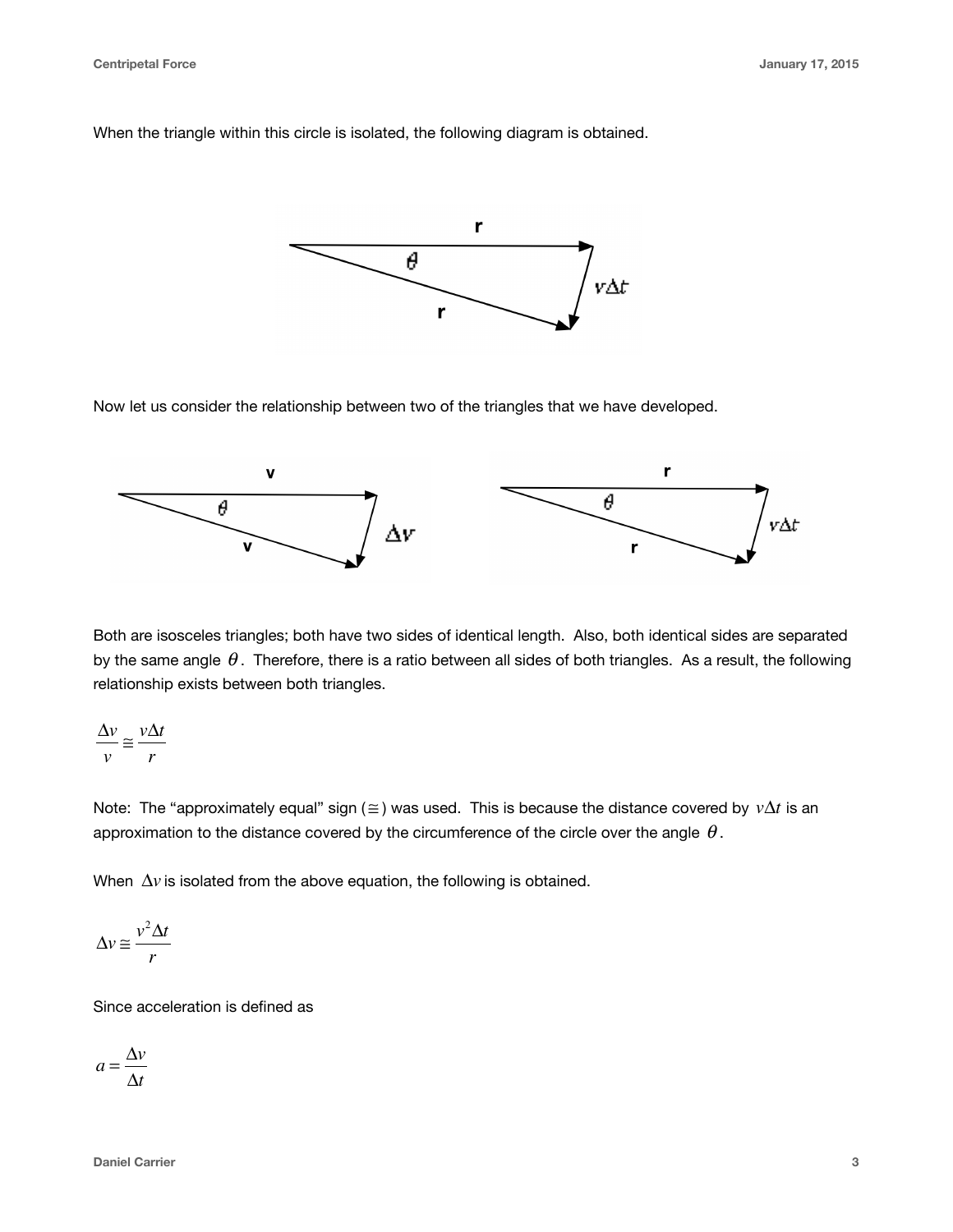When the triangle within this circle is isolated, the following diagram is obtained.

Now let us consider the relationship between two of the triangles that we have developed.

Both are isosceles triangles; both have two sides of identical length. Also, both identical sides are separated by the same angle $\theta$. Therefore, there is a ratio between all sides of both triangles. As a result, the following relationship exists between both triangles.

$$\frac{\Delta v}{v} \cong \frac{v\Delta t}{r}$$

Note: The "approximately equal" sign ($\cong$) was used. This is because the distance covered by $v\Delta t$ is an approximation to the distance covered by the circumference of the circle over the angle $\theta$.

When $\Delta v$ is isolated from the above equation, the following is obtained.

$$\Delta v \cong \frac{v^2 \Delta t}{r}$$

Since acceleration is defined as

$$a = \frac{\Delta v}{\Delta t}$$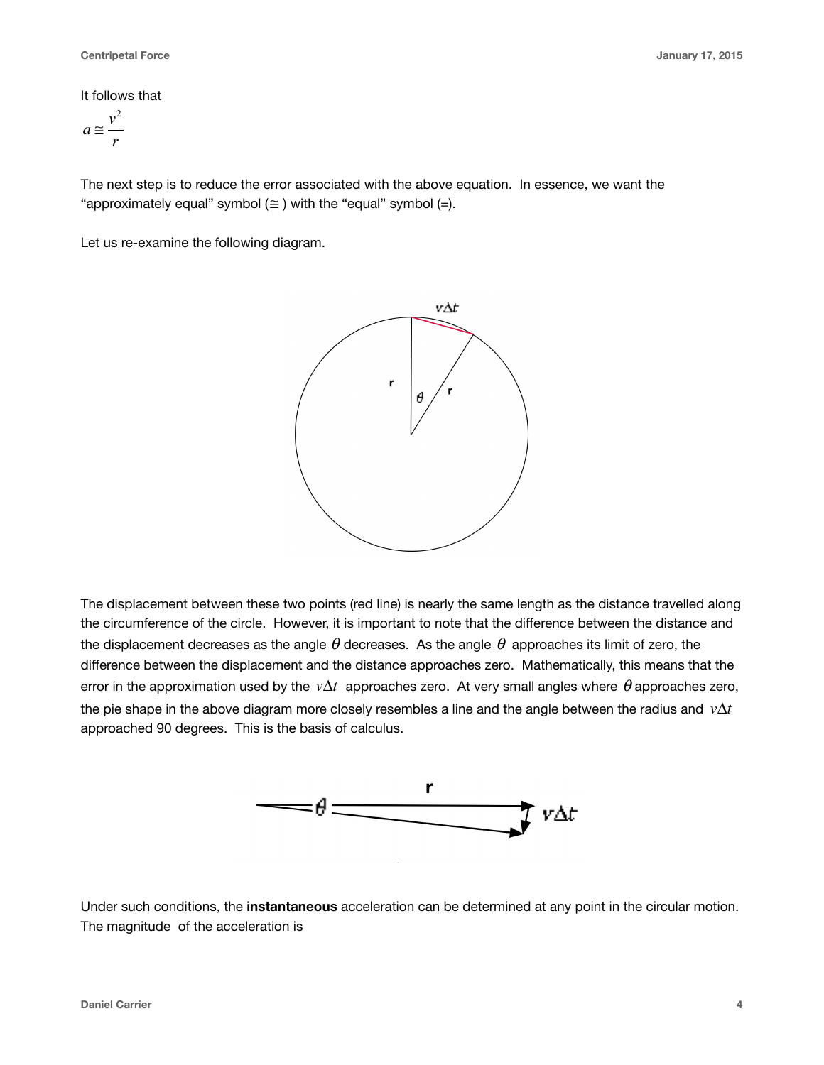It follows that

$$a \cong \frac{v^2}{r}$$

The next step is to reduce the error associated with the above equation. In essence, we want the "approximately equal" symbol ($\cong$) with the "equal" symbol (=).

Let us re-examine the following diagram.

The displacement between these two points (red line) is nearly the same length as the distance travelled along the circumference of the circle. However, it is important to note that the difference between the distance and the displacement decreases as the angle $\theta$ decreases. As the angle $\theta$ approaches its limit of zero, the difference between the displacement and the distance approaches zero. Mathematically, this means that the error in the approximation used by the $v\Delta t$ approaches zero. At very small angles where $\theta$ approaches zero, the pie shape in the above diagram more closely resembles a line and the angle between the radius and $v\Delta t$ approached 90 degrees. This is the basis of calculus.

Under such conditions, the **instantaneous** acceleration can be determined at any point in the circular motion. The magnitude of the acceleration is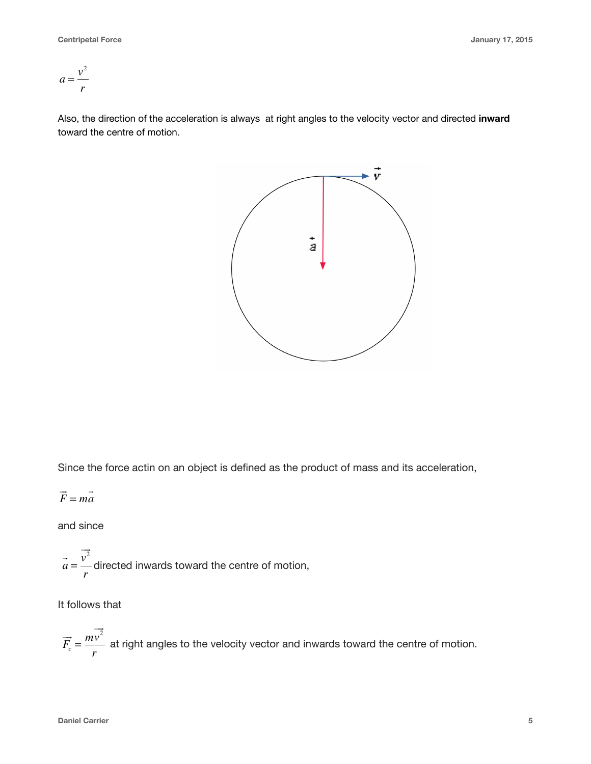$$a = \frac{v^2}{r}$$

Also, the direction of the acceleration is always at right angles to the velocity vector and directed **<u>inward</u>** toward the centre of motion.

Since the force actin on an object is defined as the product of mass and its acceleration,

$$\vec{F} = m\vec{a}$$

and since

$\vec{a} = \frac{\vec{v}^2}{r}$ directed inwards toward the centre of motion,

It follows that

$\vec{F_c} = \frac{m\vec{v}^2}{r}$ at right angles to the velocity vector and inwards toward the centre of motion.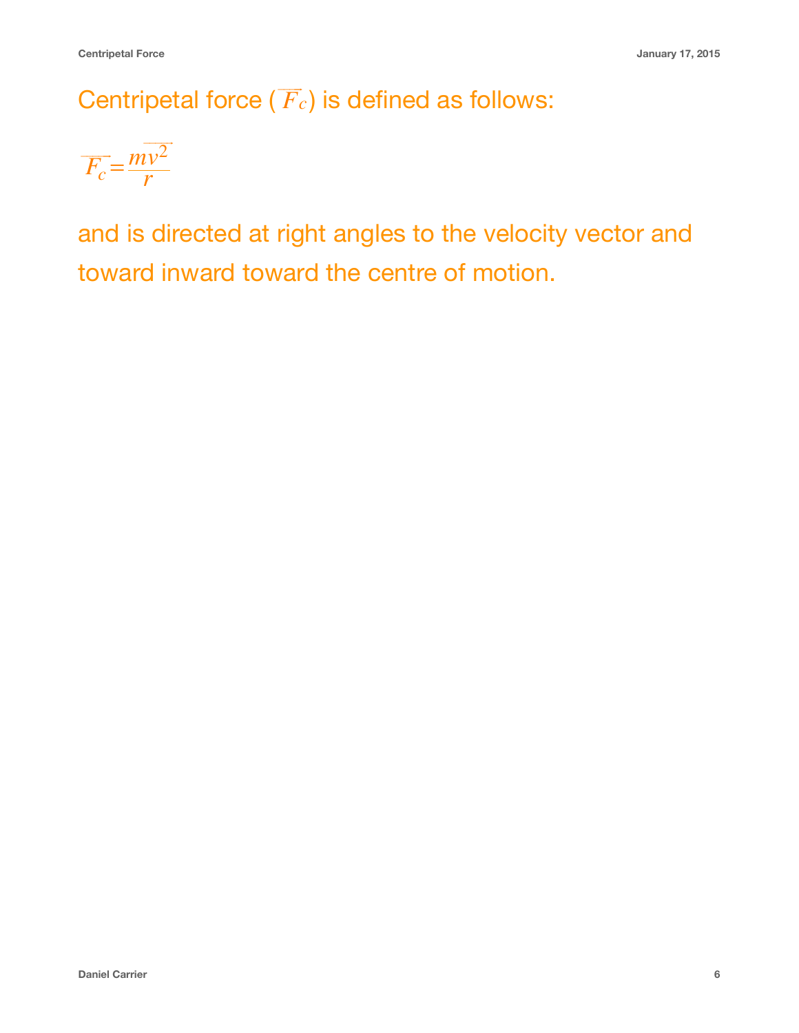Centripetal force ($\overline{F_c}$) is defined as follows:

$$\overline{F_c} = \frac{m\overrightarrow{v^2}}{r}$$

and is directed at right angles to the velocity vector and toward inward toward the centre of motion.